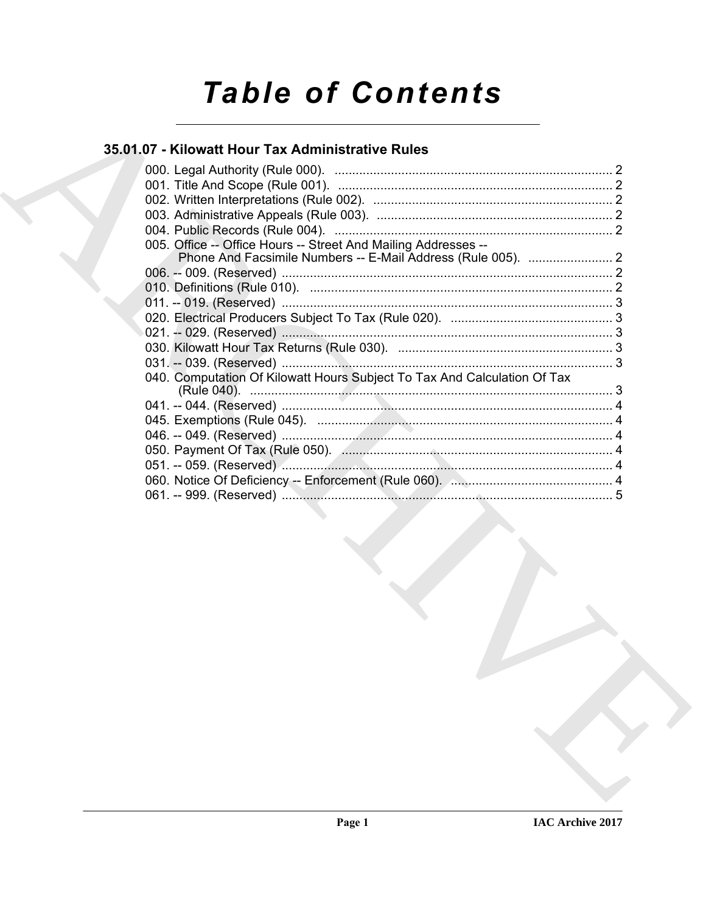# Table of Contents

## 35.01.07 - Kilowatt Hour Tax Administrative Rules

000. Legal Authority (Rule 000). ..... 2
001. Title And Scope (Rule 001). ..... 2
002. Written Interpretations (Rule 002). ..... 2
003. Administrative Appeals (Rule 003). ..... 2
004. Public Records (Rule 004). ..... 2
005. Office -- Office Hours -- Street And Mailing Addresses -- Phone And Facsimile Numbers -- E-Mail Address (Rule 005). ..... 2
006. -- 009. (Reserved) ..... 2
010. Definitions (Rule 010). ..... 2
011. -- 019. (Reserved) ..... 3
020. Electrical Producers Subject To Tax (Rule 020). ..... 3
021. -- 029. (Reserved) ..... 3
030. Kilowatt Hour Tax Returns (Rule 030). ..... 3
031. -- 039. (Reserved) ..... 3
040. Computation Of Kilowatt Hours Subject To Tax And Calculation Of Tax (Rule 040). ..... 3
041. -- 044. (Reserved) ..... 4
045. Exemptions (Rule 045). ..... 4
046. -- 049. (Reserved) ..... 4
050. Payment Of Tax (Rule 050). ..... 4
051. -- 059. (Reserved) ..... 4
060. Notice Of Deficiency -- Enforcement (Rule 060). ..... 4
061. -- 999. (Reserved) ..... 5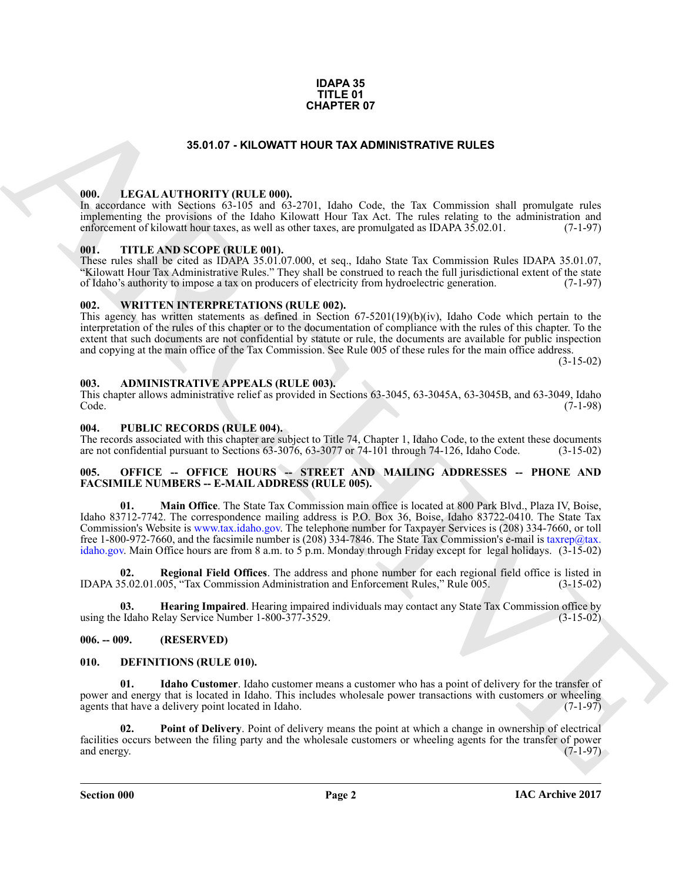**IDAPA 35**
**TITLE 01**
**CHAPTER 07**

## 35.01.07 - KILOWATT HOUR TAX ADMINISTRATIVE RULES

### 000. LEGAL AUTHORITY (RULE 000).

In accordance with Sections 63-105 and 63-2701, Idaho Code, the Tax Commission shall promulgate rules implementing the provisions of the Idaho Kilowatt Hour Tax Act. The rules relating to the administration and enforcement of kilowatt hour taxes, as well as other taxes, are promulgated as IDAPA 35.02.01. (7-1-97)

### 001. TITLE AND SCOPE (RULE 001).

These rules shall be cited as IDAPA 35.01.07.000, et seq., Idaho State Tax Commission Rules IDAPA 35.01.07, "Kilowatt Hour Tax Administrative Rules." They shall be construed to reach the full jurisdictional extent of the state of Idaho's authority to impose a tax on producers of electricity from hydroelectric generation. (7-1-97)

### 002. WRITTEN INTERPRETATIONS (RULE 002).

This agency has written statements as defined in Section 67-5201(19)(b)(iv), Idaho Code which pertain to the interpretation of the rules of this chapter or to the documentation of compliance with the rules of this chapter. To the extent that such documents are not confidential by statute or rule, the documents are available for public inspection and copying at the main office of the Tax Commission. See Rule 005 of these rules for the main office address. (3-15-02)

### 003. ADMINISTRATIVE APPEALS (RULE 003).

This chapter allows administrative relief as provided in Sections 63-3045, 63-3045A, 63-3045B, and 63-3049, Idaho Code. (7-1-98)

### 004. PUBLIC RECORDS (RULE 004).

The records associated with this chapter are subject to Title 74, Chapter 1, Idaho Code, to the extent these documents are not confidential pursuant to Sections 63-3076, 63-3077 or 74-101 through 74-126, Idaho Code. (3-15-02)

### 005. OFFICE -- OFFICE HOURS -- STREET AND MAILING ADDRESSES -- PHONE AND FACSIMILE NUMBERS -- E-MAIL ADDRESS (RULE 005).

**01. Main Office**. The State Tax Commission main office is located at 800 Park Blvd., Plaza IV, Boise, Idaho 83712-7742. The correspondence mailing address is P.O. Box 36, Boise, Idaho 83722-0410. The State Tax Commission's Website is www.tax.idaho.gov. The telephone number for Taxpayer Services is (208) 334-7660, or toll free 1-800-972-7660, and the facsimile number is (208) 334-7846. The State Tax Commission's e-mail is taxrep@tax.idaho.gov. Main Office hours are from 8 a.m. to 5 p.m. Monday through Friday except for legal holidays. (3-15-02)

**02. Regional Field Offices**. The address and phone number for each regional field office is listed in IDAPA 35.02.01.005, "Tax Commission Administration and Enforcement Rules," Rule 005. (3-15-02)

**03. Hearing Impaired**. Hearing impaired individuals may contact any State Tax Commission office by using the Idaho Relay Service Number 1-800-377-3529. (3-15-02)

### 006. -- 009. (RESERVED)

### 010. DEFINITIONS (RULE 010).

**01. Idaho Customer**. Idaho customer means a customer who has a point of delivery for the transfer of power and energy that is located in Idaho. This includes wholesale power transactions with customers or wheeling agents that have a delivery point located in Idaho. (7-1-97)

**02. Point of Delivery**. Point of delivery means the point at which a change in ownership of electrical facilities occurs between the filing party and the wholesale customers or wheeling agents for the transfer of power and energy. (7-1-97)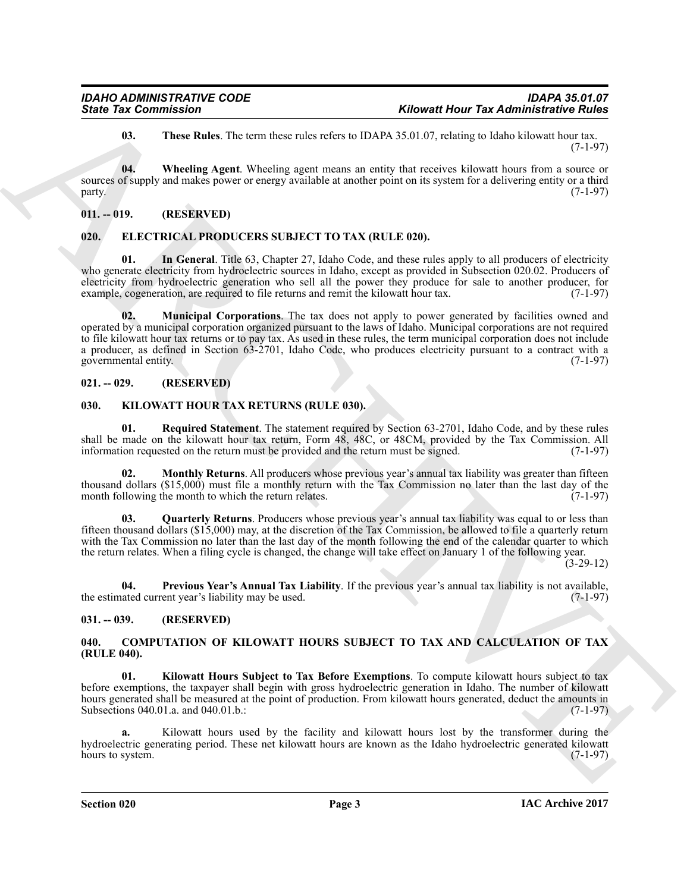**03. These Rules**. The term these rules refers to IDAPA 35.01.07, relating to Idaho kilowatt hour tax. (7-1-97)

**04. Wheeling Agent**. Wheeling agent means an entity that receives kilowatt hours from a source or sources of supply and makes power or energy available at another point on its system for a delivering entity or a third party. (7-1-97)

**011. -- 019. (RESERVED)**

**020. ELECTRICAL PRODUCERS SUBJECT TO TAX (RULE 020).**

**01. In General**. Title 63, Chapter 27, Idaho Code, and these rules apply to all producers of electricity who generate electricity from hydroelectric sources in Idaho, except as provided in Subsection 020.02. Producers of electricity from hydroelectric generation who sell all the power they produce for sale to another producer, for example, cogeneration, are required to file returns and remit the kilowatt hour tax. (7-1-97)

**02. Municipal Corporations**. The tax does not apply to power generated by facilities owned and operated by a municipal corporation organized pursuant to the laws of Idaho. Municipal corporations are not required to file kilowatt hour tax returns or to pay tax. As used in these rules, the term municipal corporation does not include a producer, as defined in Section 63-2701, Idaho Code, who produces electricity pursuant to a contract with a governmental entity. (7-1-97)

**021. -- 029. (RESERVED)**

**030. KILOWATT HOUR TAX RETURNS (RULE 030).**

**01. Required Statement**. The statement required by Section 63-2701, Idaho Code, and by these rules shall be made on the kilowatt hour tax return, Form 48, 48C, or 48CM, provided by the Tax Commission. All information requested on the return must be provided and the return must be signed. (7-1-97)

**02. Monthly Returns**. All producers whose previous year's annual tax liability was greater than fifteen thousand dollars ($15,000) must file a monthly return with the Tax Commission no later than the last day of the month following the month to which the return relates. (7-1-97)

**03. Quarterly Returns**. Producers whose previous year's annual tax liability was equal to or less than fifteen thousand dollars ($15,000) may, at the discretion of the Tax Commission, be allowed to file a quarterly return with the Tax Commission no later than the last day of the month following the end of the calendar quarter to which the return relates. When a filing cycle is changed, the change will take effect on January 1 of the following year. (3-29-12)

**04. Previous Year's Annual Tax Liability**. If the previous year's annual tax liability is not available, the estimated current year's liability may be used. (7-1-97)

**031. -- 039. (RESERVED)**

**040. COMPUTATION OF KILOWATT HOURS SUBJECT TO TAX AND CALCULATION OF TAX (RULE 040).**

**01. Kilowatt Hours Subject to Tax Before Exemptions**. To compute kilowatt hours subject to tax before exemptions, the taxpayer shall begin with gross hydroelectric generation in Idaho. The number of kilowatt hours generated shall be measured at the point of production. From kilowatt hours generated, deduct the amounts in Subsections 040.01.a. and 040.01.b.: (7-1-97)

**a.** Kilowatt hours used by the facility and kilowatt hours lost by the transformer during the hydroelectric generating period. These net kilowatt hours are known as the Idaho hydroelectric generated kilowatt hours to system. (7-1-97)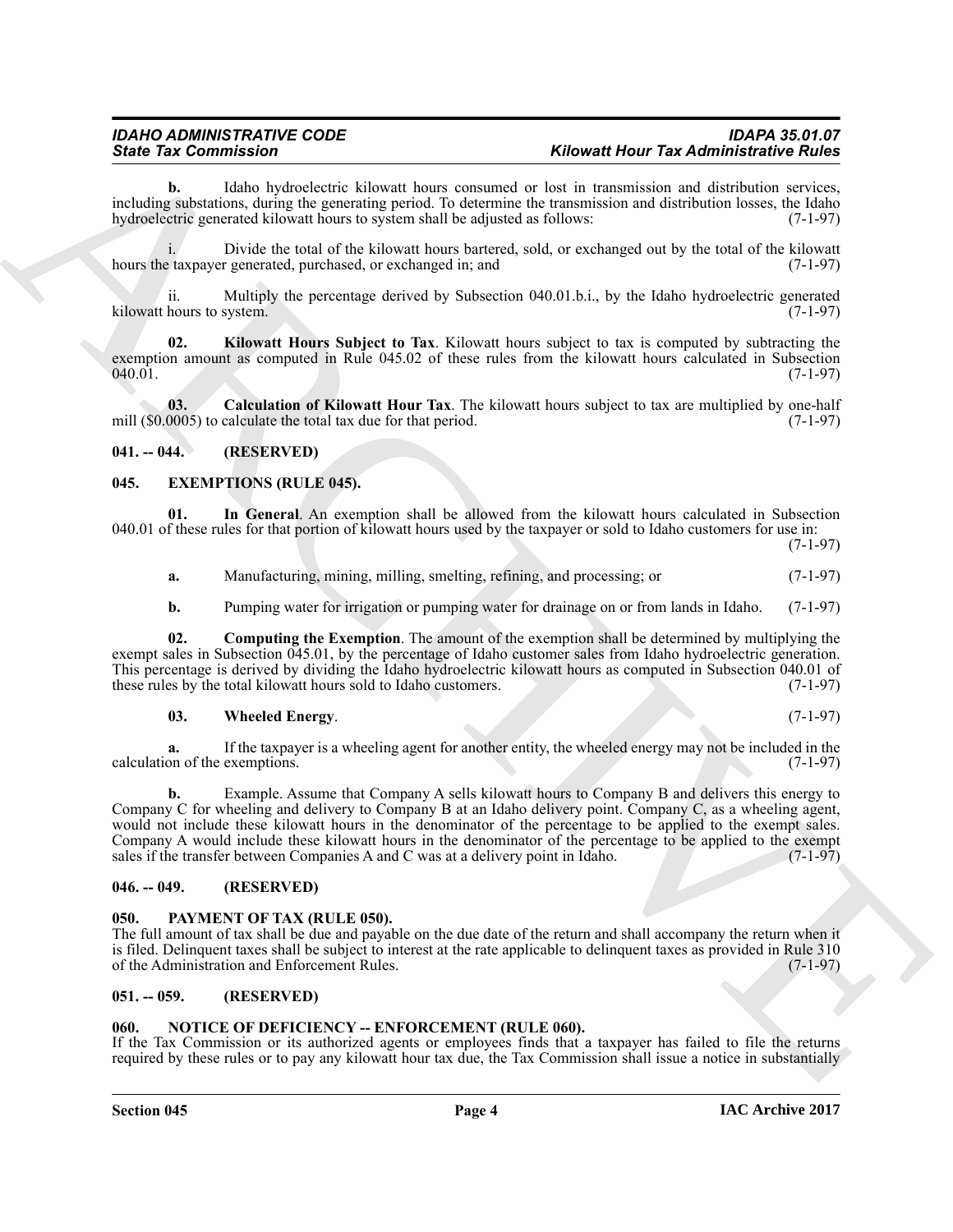**b.** Idaho hydroelectric kilowatt hours consumed or lost in transmission and distribution services, including substations, during the generating period. To determine the transmission and distribution losses, the Idaho hydroelectric generated kilowatt hours to system shall be adjusted as follows: (7-1-97)

i. Divide the total of the kilowatt hours bartered, sold, or exchanged out by the total of the kilowatt hours the taxpayer generated, purchased, or exchanged in; and (7-1-97)

ii. Multiply the percentage derived by Subsection 040.01.b.i., by the Idaho hydroelectric generated kilowatt hours to system. (7-1-97)

**02. Kilowatt Hours Subject to Tax**. Kilowatt hours subject to tax is computed by subtracting the exemption amount as computed in Rule 045.02 of these rules from the kilowatt hours calculated in Subsection 040.01. (7-1-97)

**03. Calculation of Kilowatt Hour Tax**. The kilowatt hours subject to tax are multiplied by one-half mill ($0.0005) to calculate the total tax due for that period. (7-1-97)

## 041. -- 044. (RESERVED)

## 045. EXEMPTIONS (RULE 045).

**01. In General**. An exemption shall be allowed from the kilowatt hours calculated in Subsection 040.01 of these rules for that portion of kilowatt hours used by the taxpayer or sold to Idaho customers for use in: (7-1-97)

**a.** Manufacturing, mining, milling, smelting, refining, and processing; or (7-1-97)

**b.** Pumping water for irrigation or pumping water for drainage on or from lands in Idaho. (7-1-97)

**02. Computing the Exemption**. The amount of the exemption shall be determined by multiplying the exempt sales in Subsection 045.01, by the percentage of Idaho customer sales from Idaho hydroelectric generation. This percentage is derived by dividing the Idaho hydroelectric kilowatt hours as computed in Subsection 040.01 of these rules by the total kilowatt hours sold to Idaho customers. (7-1-97)

**03. Wheeled Energy**. (7-1-97)

**a.** If the taxpayer is a wheeling agent for another entity, the wheeled energy may not be included in the calculation of the exemptions. (7-1-97)

**b.** Example. Assume that Company A sells kilowatt hours to Company B and delivers this energy to Company C for wheeling and delivery to Company B at an Idaho delivery point. Company C, as a wheeling agent, would not include these kilowatt hours in the denominator of the percentage to be applied to the exempt sales. Company A would include these kilowatt hours in the denominator of the percentage to be applied to the exempt sales if the transfer between Companies A and C was at a delivery point in Idaho. (7-1-97)

## 046. -- 049. (RESERVED)

## 050. PAYMENT OF TAX (RULE 050).

The full amount of tax shall be due and payable on the due date of the return and shall accompany the return when it is filed. Delinquent taxes shall be subject to interest at the rate applicable to delinquent taxes as provided in Rule 310 of the Administration and Enforcement Rules. (7-1-97)

## 051. -- 059. (RESERVED)

## 060. NOTICE OF DEFICIENCY -- ENFORCEMENT (RULE 060).

If the Tax Commission or its authorized agents or employees finds that a taxpayer has failed to file the returns required by these rules or to pay any kilowatt hour tax due, the Tax Commission shall issue a notice in substantially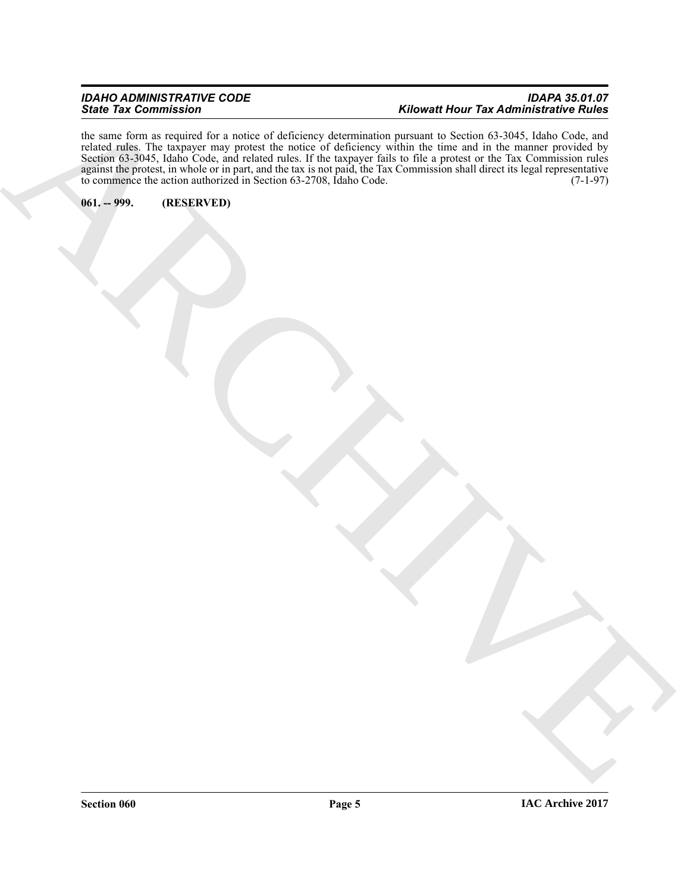the same form as required for a notice of deficiency determination pursuant to Section 63-3045, Idaho Code, and related rules. The taxpayer may protest the notice of deficiency within the time and in the manner provided by Section 63-3045, Idaho Code, and related rules. If the taxpayer fails to file a protest or the Tax Commission rules against the protest, in whole or in part, and the tax is not paid, the Tax Commission shall direct its legal representative to commence the action authorized in Section 63-2708, Idaho Code. (7-1-97)

**061. -- 999. (RESERVED)**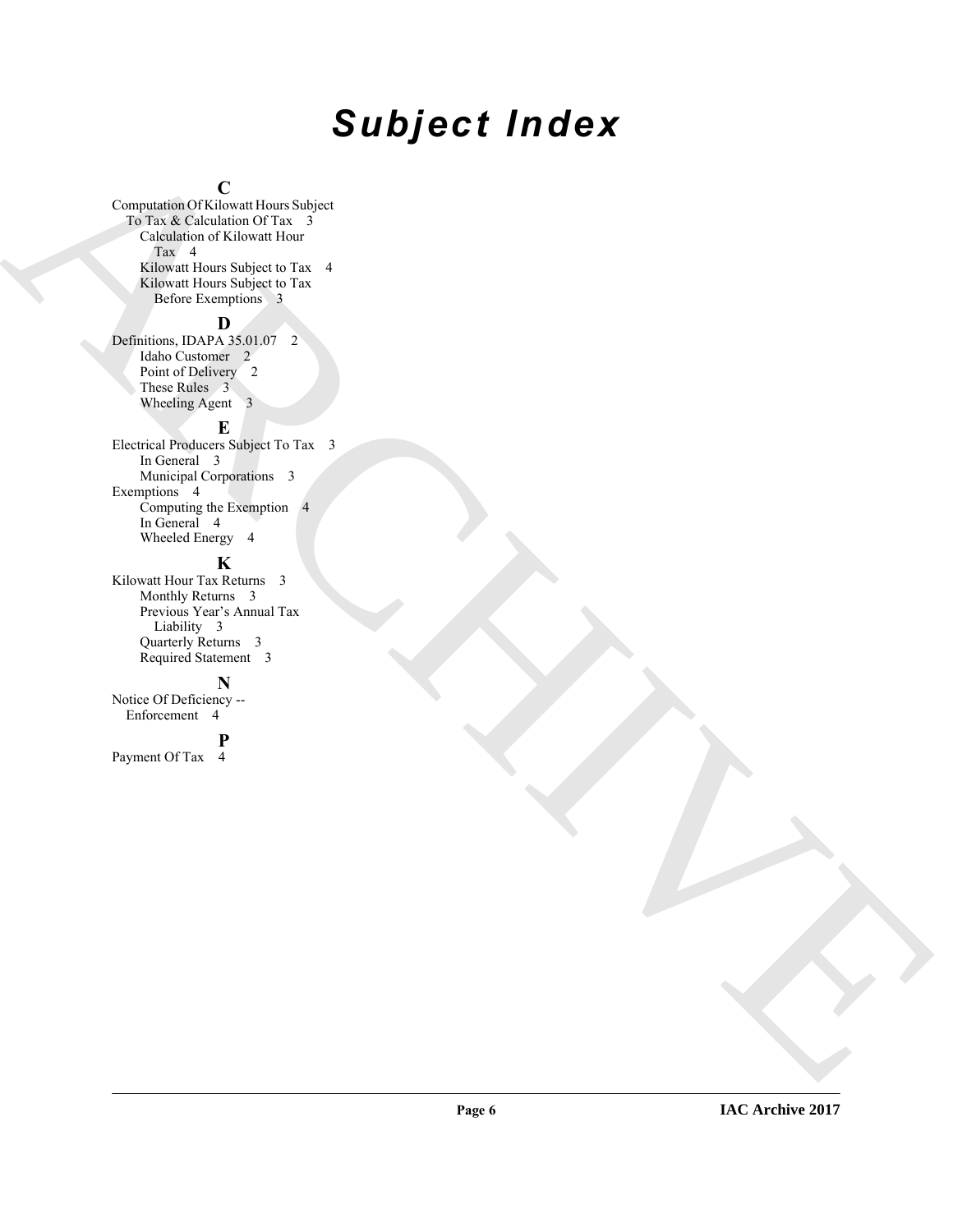# *Subject Index*

**C**

Computation Of Kilowatt Hours Subject To Tax & Calculation Of Tax 3
- Calculation of Kilowatt Hour Tax 4
- Kilowatt Hours Subject to Tax 4
- Kilowatt Hours Subject to Tax Before Exemptions 3

**D**

Definitions, IDAPA 35.01.07 2
- Idaho Customer 2
- Point of Delivery 2
- These Rules 3
- Wheeling Agent 3

**E**

Electrical Producers Subject To Tax 3
- In General 3
- Municipal Corporations 3

Exemptions 4
- Computing the Exemption 4
- In General 4
- Wheeled Energy 4

**K**

Kilowatt Hour Tax Returns 3
- Monthly Returns 3
- Previous Year's Annual Tax Liability 3
- Quarterly Returns 3
- Required Statement 3

**N**

Notice Of Deficiency -- Enforcement 4

**P**

Payment Of Tax 4